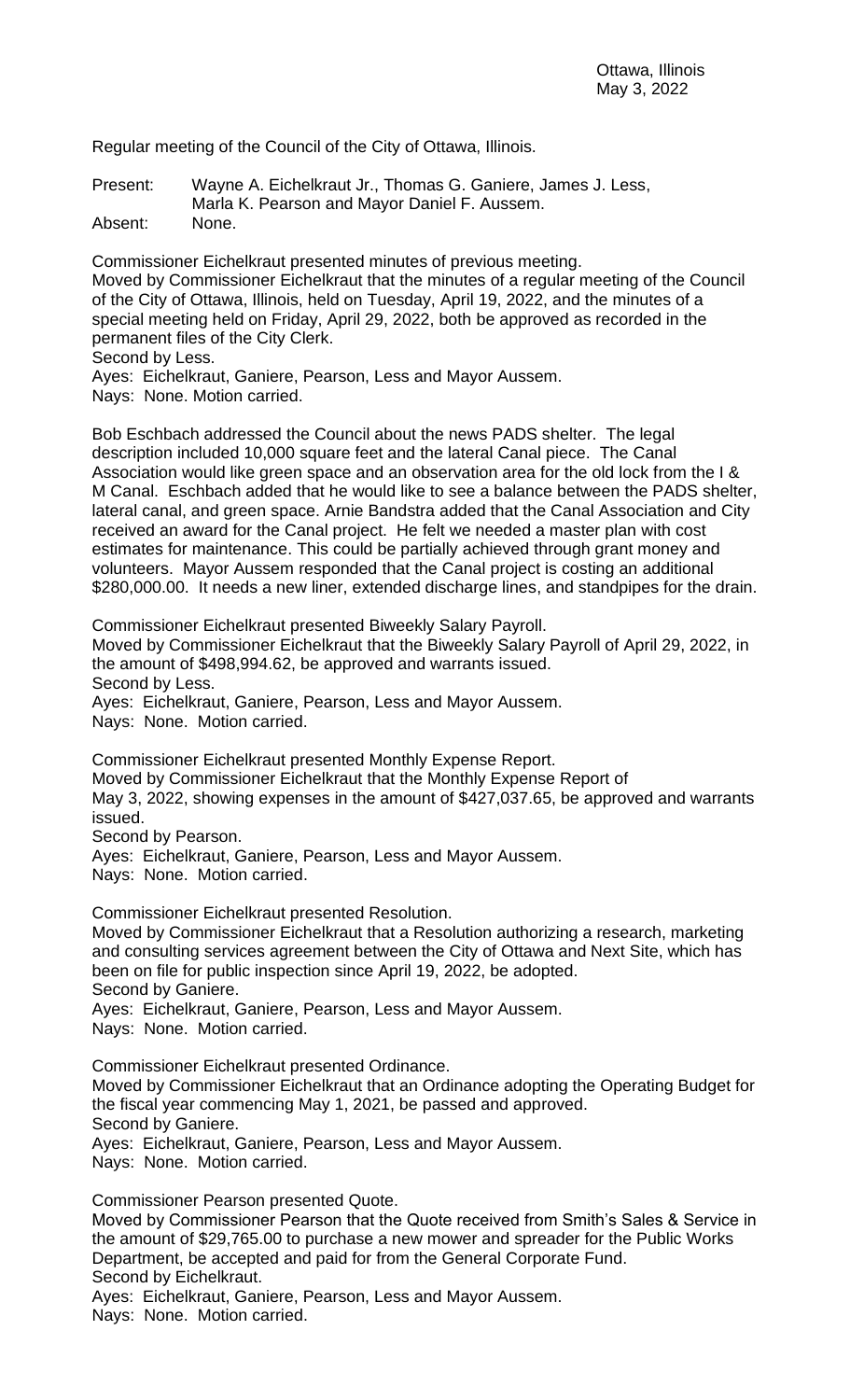Ottawa, Illinois
May 3, 2022

Regular meeting of the Council of the City of Ottawa, Illinois.

Present: Wayne A. Eichelkraut Jr., Thomas G. Ganiere, James J. Less, Marla K. Pearson and Mayor Daniel F. Aussem.
Absent: None.

Commissioner Eichelkraut presented minutes of previous meeting.
Moved by Commissioner Eichelkraut that the minutes of a regular meeting of the Council of the City of Ottawa, Illinois, held on Tuesday, April 19, 2022, and the minutes of a special meeting held on Friday, April 29, 2022, both be approved as recorded in the permanent files of the City Clerk.
Second by Less.
Ayes: Eichelkraut, Ganiere, Pearson, Less and Mayor Aussem.
Nays: None. Motion carried.

Bob Eschbach addressed the Council about the news PADS shelter. The legal description included 10,000 square feet and the lateral Canal piece. The Canal Association would like green space and an observation area for the old lock from the I & M Canal. Eschbach added that he would like to see a balance between the PADS shelter, lateral canal, and green space. Arnie Bandstra added that the Canal Association and City received an award for the Canal project. He felt we needed a master plan with cost estimates for maintenance. This could be partially achieved through grant money and volunteers. Mayor Aussem responded that the Canal project is costing an additional $280,000.00. It needs a new liner, extended discharge lines, and standpipes for the drain.

Commissioner Eichelkraut presented Biweekly Salary Payroll.
Moved by Commissioner Eichelkraut that the Biweekly Salary Payroll of April 29, 2022, in the amount of $498,994.62, be approved and warrants issued.
Second by Less.
Ayes: Eichelkraut, Ganiere, Pearson, Less and Mayor Aussem.
Nays: None. Motion carried.

Commissioner Eichelkraut presented Monthly Expense Report.
Moved by Commissioner Eichelkraut that the Monthly Expense Report of May 3, 2022, showing expenses in the amount of $427,037.65, be approved and warrants issued.
Second by Pearson.
Ayes: Eichelkraut, Ganiere, Pearson, Less and Mayor Aussem.
Nays: None. Motion carried.

Commissioner Eichelkraut presented Resolution.
Moved by Commissioner Eichelkraut that a Resolution authorizing a research, marketing and consulting services agreement between the City of Ottawa and Next Site, which has been on file for public inspection since April 19, 2022, be adopted.
Second by Ganiere.
Ayes: Eichelkraut, Ganiere, Pearson, Less and Mayor Aussem.
Nays: None. Motion carried.

Commissioner Eichelkraut presented Ordinance.
Moved by Commissioner Eichelkraut that an Ordinance adopting the Operating Budget for the fiscal year commencing May 1, 2021, be passed and approved.
Second by Ganiere.
Ayes: Eichelkraut, Ganiere, Pearson, Less and Mayor Aussem.
Nays: None. Motion carried.

Commissioner Pearson presented Quote.
Moved by Commissioner Pearson that the Quote received from Smith's Sales & Service in the amount of $29,765.00 to purchase a new mower and spreader for the Public Works Department, be accepted and paid for from the General Corporate Fund.
Second by Eichelkraut.
Ayes: Eichelkraut, Ganiere, Pearson, Less and Mayor Aussem.
Nays: None. Motion carried.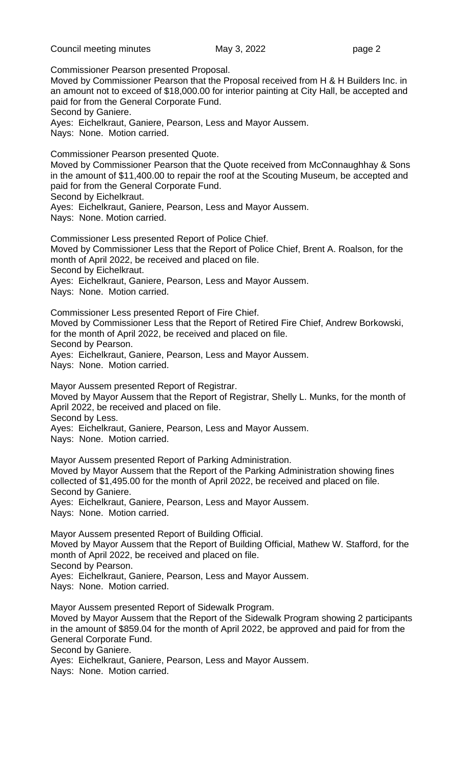Commissioner Pearson presented Proposal.
Moved by Commissioner Pearson that the Proposal received from H & H Builders Inc. in an amount not to exceed of $18,000.00 for interior painting at City Hall, be accepted and paid for from the General Corporate Fund.
Second by Ganiere.
Ayes: Eichelkraut, Ganiere, Pearson, Less and Mayor Aussem.
Nays: None. Motion carried.

Commissioner Pearson presented Quote.
Moved by Commissioner Pearson that the Quote received from McConnaughhay & Sons in the amount of $11,400.00 to repair the roof at the Scouting Museum, be accepted and paid for from the General Corporate Fund.
Second by Eichelkraut.
Ayes: Eichelkraut, Ganiere, Pearson, Less and Mayor Aussem.
Nays: None. Motion carried.

Commissioner Less presented Report of Police Chief.
Moved by Commissioner Less that the Report of Police Chief, Brent A. Roalson, for the month of April 2022, be received and placed on file.
Second by Eichelkraut.
Ayes: Eichelkraut, Ganiere, Pearson, Less and Mayor Aussem.
Nays: None. Motion carried.

Commissioner Less presented Report of Fire Chief.
Moved by Commissioner Less that the Report of Retired Fire Chief, Andrew Borkowski, for the month of April 2022, be received and placed on file.
Second by Pearson.
Ayes: Eichelkraut, Ganiere, Pearson, Less and Mayor Aussem.
Nays: None. Motion carried.

Mayor Aussem presented Report of Registrar.
Moved by Mayor Aussem that the Report of Registrar, Shelly L. Munks, for the month of April 2022, be received and placed on file.
Second by Less.
Ayes: Eichelkraut, Ganiere, Pearson, Less and Mayor Aussem.
Nays: None. Motion carried.

Mayor Aussem presented Report of Parking Administration.
Moved by Mayor Aussem that the Report of the Parking Administration showing fines collected of $1,495.00 for the month of April 2022, be received and placed on file.
Second by Ganiere.
Ayes: Eichelkraut, Ganiere, Pearson, Less and Mayor Aussem.
Nays: None. Motion carried.

Mayor Aussem presented Report of Building Official.
Moved by Mayor Aussem that the Report of Building Official, Mathew W. Stafford, for the month of April 2022, be received and placed on file.
Second by Pearson.
Ayes: Eichelkraut, Ganiere, Pearson, Less and Mayor Aussem.
Nays: None. Motion carried.

Mayor Aussem presented Report of Sidewalk Program.
Moved by Mayor Aussem that the Report of the Sidewalk Program showing 2 participants in the amount of $859.04 for the month of April 2022, be approved and paid for from the General Corporate Fund.
Second by Ganiere.
Ayes: Eichelkraut, Ganiere, Pearson, Less and Mayor Aussem.
Nays: None. Motion carried.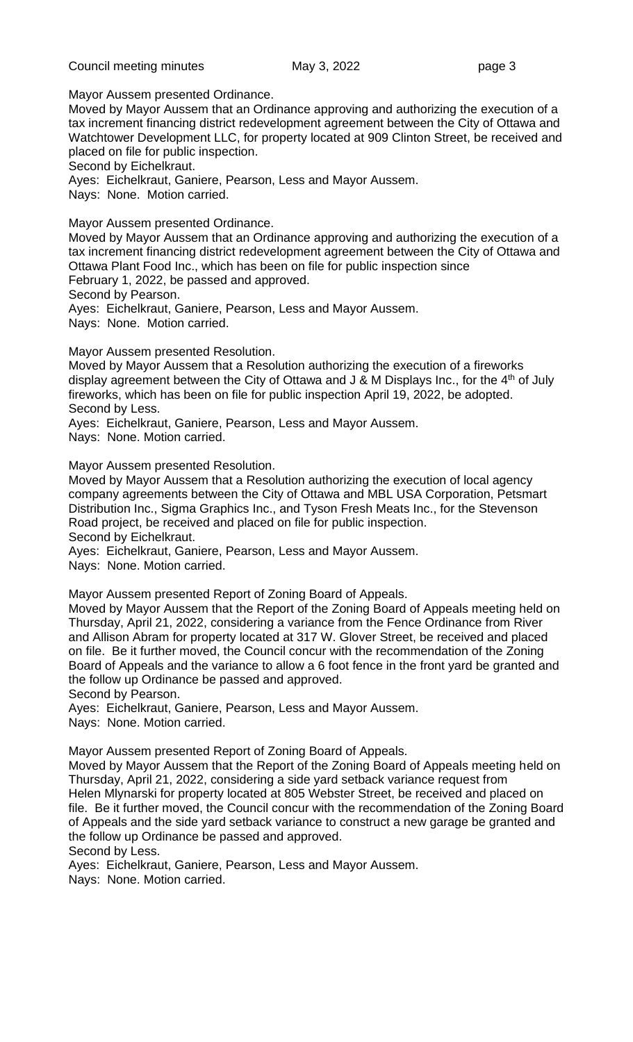Mayor Aussem presented Ordinance.

Moved by Mayor Aussem that an Ordinance approving and authorizing the execution of a tax increment financing district redevelopment agreement between the City of Ottawa and Watchtower Development LLC, for property located at 909 Clinton Street, be received and placed on file for public inspection.

Second by Eichelkraut.

Ayes: Eichelkraut, Ganiere, Pearson, Less and Mayor Aussem.

Nays: None. Motion carried.

Mayor Aussem presented Ordinance.

Moved by Mayor Aussem that an Ordinance approving and authorizing the execution of a tax increment financing district redevelopment agreement between the City of Ottawa and Ottawa Plant Food Inc., which has been on file for public inspection since February 1, 2022, be passed and approved.

Second by Pearson.

Ayes: Eichelkraut, Ganiere, Pearson, Less and Mayor Aussem.

Nays: None. Motion carried.

Mayor Aussem presented Resolution.

Moved by Mayor Aussem that a Resolution authorizing the execution of a fireworks display agreement between the City of Ottawa and J & M Displays Inc., for the 4th of July fireworks, which has been on file for public inspection April 19, 2022, be adopted.

Second by Less.

Ayes: Eichelkraut, Ganiere, Pearson, Less and Mayor Aussem.

Nays: None. Motion carried.

Mayor Aussem presented Resolution.

Moved by Mayor Aussem that a Resolution authorizing the execution of local agency company agreements between the City of Ottawa and MBL USA Corporation, Petsmart Distribution Inc., Sigma Graphics Inc., and Tyson Fresh Meats Inc., for the Stevenson Road project, be received and placed on file for public inspection.

Second by Eichelkraut.

Ayes: Eichelkraut, Ganiere, Pearson, Less and Mayor Aussem.

Nays: None. Motion carried.

Mayor Aussem presented Report of Zoning Board of Appeals.

Moved by Mayor Aussem that the Report of the Zoning Board of Appeals meeting held on Thursday, April 21, 2022, considering a variance from the Fence Ordinance from River and Allison Abram for property located at 317 W. Glover Street, be received and placed on file. Be it further moved, the Council concur with the recommendation of the Zoning Board of Appeals and the variance to allow a 6 foot fence in the front yard be granted and the follow up Ordinance be passed and approved.

Second by Pearson.

Ayes: Eichelkraut, Ganiere, Pearson, Less and Mayor Aussem.

Nays: None. Motion carried.

Mayor Aussem presented Report of Zoning Board of Appeals.

Moved by Mayor Aussem that the Report of the Zoning Board of Appeals meeting held on Thursday, April 21, 2022, considering a side yard setback variance request from Helen Mlynarski for property located at 805 Webster Street, be received and placed on file. Be it further moved, the Council concur with the recommendation of the Zoning Board of Appeals and the side yard setback variance to construct a new garage be granted and the follow up Ordinance be passed and approved.

Second by Less.

Ayes: Eichelkraut, Ganiere, Pearson, Less and Mayor Aussem.

Nays: None. Motion carried.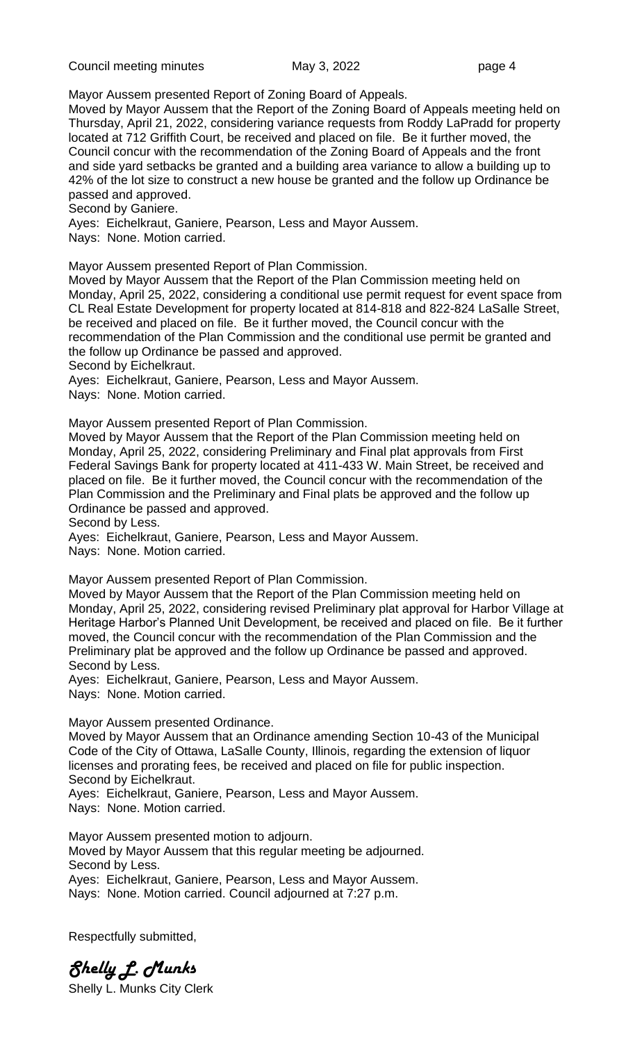Mayor Aussem presented Report of Zoning Board of Appeals.
Moved by Mayor Aussem that the Report of the Zoning Board of Appeals meeting held on Thursday, April 21, 2022, considering variance requests from Roddy LaPradd for property located at 712 Griffith Court, be received and placed on file. Be it further moved, the Council concur with the recommendation of the Zoning Board of Appeals and the front and side yard setbacks be granted and a building area variance to allow a building up to 42% of the lot size to construct a new house be granted and the follow up Ordinance be passed and approved.
Second by Ganiere.
Ayes: Eichelkraut, Ganiere, Pearson, Less and Mayor Aussem.
Nays: None. Motion carried.

Mayor Aussem presented Report of Plan Commission.
Moved by Mayor Aussem that the Report of the Plan Commission meeting held on Monday, April 25, 2022, considering a conditional use permit request for event space from CL Real Estate Development for property located at 814-818 and 822-824 LaSalle Street, be received and placed on file. Be it further moved, the Council concur with the recommendation of the Plan Commission and the conditional use permit be granted and the follow up Ordinance be passed and approved.
Second by Eichelkraut.
Ayes: Eichelkraut, Ganiere, Pearson, Less and Mayor Aussem.
Nays: None. Motion carried.

Mayor Aussem presented Report of Plan Commission.
Moved by Mayor Aussem that the Report of the Plan Commission meeting held on Monday, April 25, 2022, considering Preliminary and Final plat approvals from First Federal Savings Bank for property located at 411-433 W. Main Street, be received and placed on file. Be it further moved, the Council concur with the recommendation of the Plan Commission and the Preliminary and Final plats be approved and the follow up Ordinance be passed and approved.
Second by Less.
Ayes: Eichelkraut, Ganiere, Pearson, Less and Mayor Aussem.
Nays: None. Motion carried.

Mayor Aussem presented Report of Plan Commission.
Moved by Mayor Aussem that the Report of the Plan Commission meeting held on Monday, April 25, 2022, considering revised Preliminary plat approval for Harbor Village at Heritage Harbor's Planned Unit Development, be received and placed on file. Be it further moved, the Council concur with the recommendation of the Plan Commission and the Preliminary plat be approved and the follow up Ordinance be passed and approved.
Second by Less.
Ayes: Eichelkraut, Ganiere, Pearson, Less and Mayor Aussem.
Nays: None. Motion carried.

Mayor Aussem presented Ordinance.
Moved by Mayor Aussem that an Ordinance amending Section 10-43 of the Municipal Code of the City of Ottawa, LaSalle County, Illinois, regarding the extension of liquor licenses and prorating fees, be received and placed on file for public inspection.
Second by Eichelkraut.
Ayes: Eichelkraut, Ganiere, Pearson, Less and Mayor Aussem.
Nays: None. Motion carried.

Mayor Aussem presented motion to adjourn.
Moved by Mayor Aussem that this regular meeting be adjourned.
Second by Less.
Ayes: Eichelkraut, Ganiere, Pearson, Less and Mayor Aussem.
Nays: None. Motion carried. Council adjourned at 7:27 p.m.

Respectfully submitted,

*Shelly L. Munks*

Shelly L. Munks City Clerk